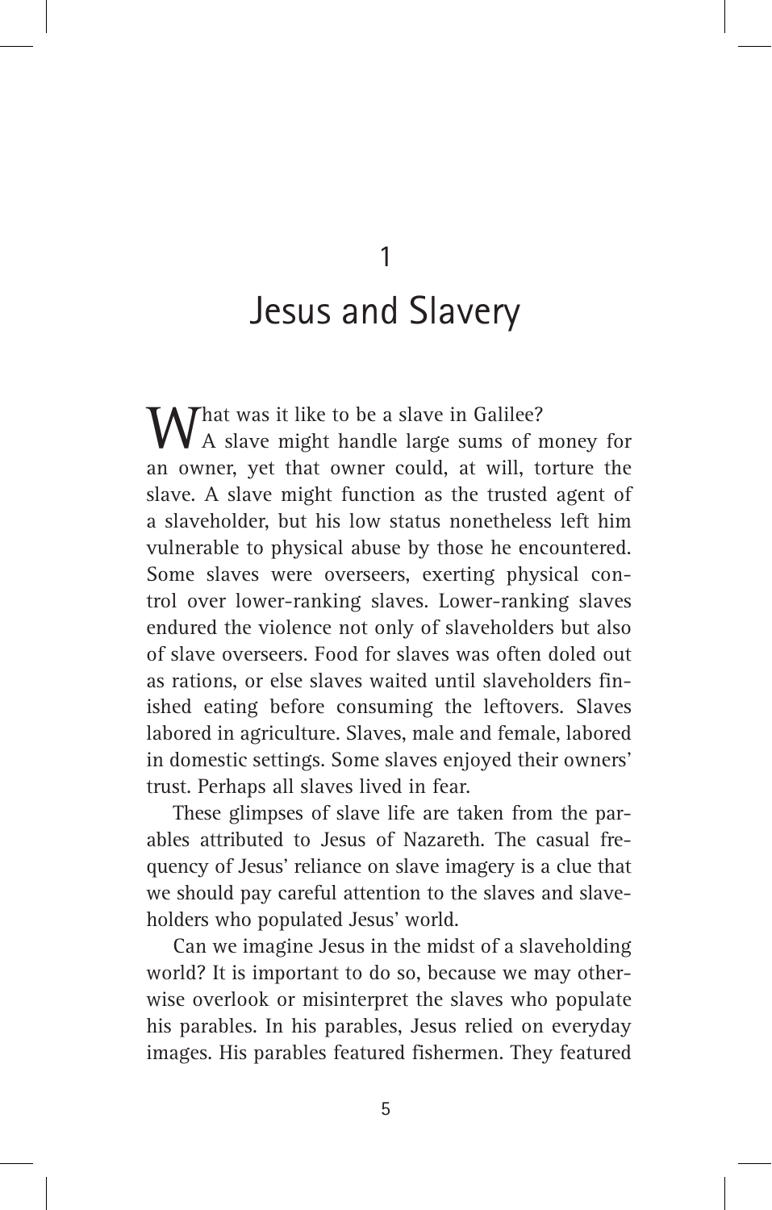# 1

# Jesus and Slavery

What was it like to be a slave in Galilee?

A slave might handle large sums of money for an owner, yet that owner could, at will, torture the slave. A slave might function as the trusted agent of a slaveholder, but his low status nonetheless left him vulnerable to physical abuse by those he encountered. Some slaves were overseers, exerting physical control over lower-ranking slaves. Lower-ranking slaves endured the violence not only of slaveholders but also of slave overseers. Food for slaves was often doled out as rations, or else slaves waited until slaveholders finished eating before consuming the leftovers. Slaves labored in agriculture. Slaves, male and female, labored in domestic settings. Some slaves enjoyed their owners' trust. Perhaps all slaves lived in fear.

These glimpses of slave life are taken from the parables attributed to Jesus of Nazareth. The casual frequency of Jesus' reliance on slave imagery is a clue that we should pay careful attention to the slaves and slaveholders who populated Jesus' world.

Can we imagine Jesus in the midst of a slaveholding world? It is important to do so, because we may otherwise overlook or misinterpret the slaves who populate his parables. In his parables, Jesus relied on everyday images. His parables featured fishermen. They featured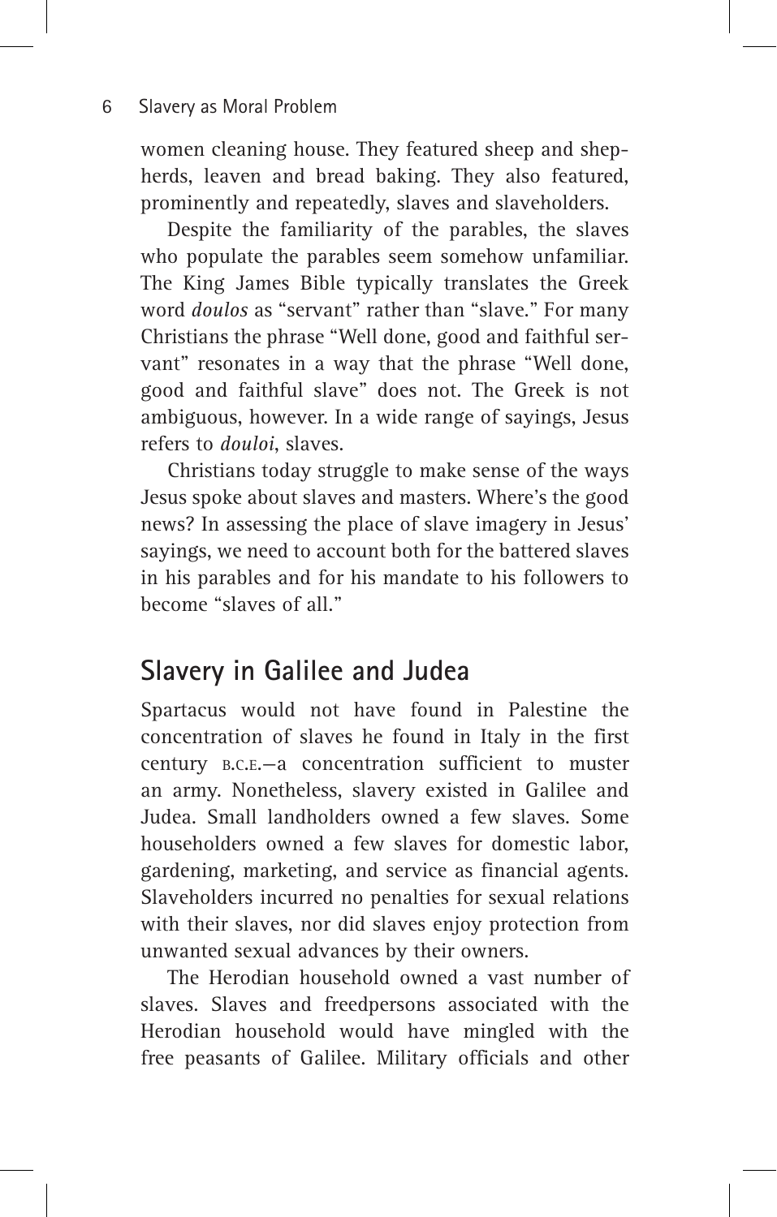women cleaning house. They featured sheep and shepherds, leaven and bread baking. They also featured, prominently and repeatedly, slaves and slaveholders.

Despite the familiarity of the parables, the slaves who populate the parables seem somehow unfamiliar. The King James Bible typically translates the Greek word *doulos* as "servant" rather than "slave." For many Christians the phrase "Well done, good and faithful servant" resonates in a way that the phrase "Well done, good and faithful slave" does not. The Greek is not ambiguous, however. In a wide range of sayings, Jesus refers to *douloi*, slaves.

Christians today struggle to make sense of the ways Jesus spoke about slaves and masters. Where's the good news? In assessing the place of slave imagery in Jesus' sayings, we need to account both for the battered slaves in his parables and for his mandate to his followers to become "slaves of all."

## Slavery in Galilee and Judea

Spartacus would not have found in Palestine the concentration of slaves he found in Italy in the first century B.C.E.—a concentration sufficient to muster an army. Nonetheless, slavery existed in Galilee and Judea. Small landholders owned a few slaves. Some householders owned a few slaves for domestic labor, gardening, marketing, and service as financial agents. Slaveholders incurred no penalties for sexual relations with their slaves, nor did slaves enjoy protection from unwanted sexual advances by their owners.

The Herodian household owned a vast number of slaves. Slaves and freedpersons associated with the Herodian household would have mingled with the free peasants of Galilee. Military officials and other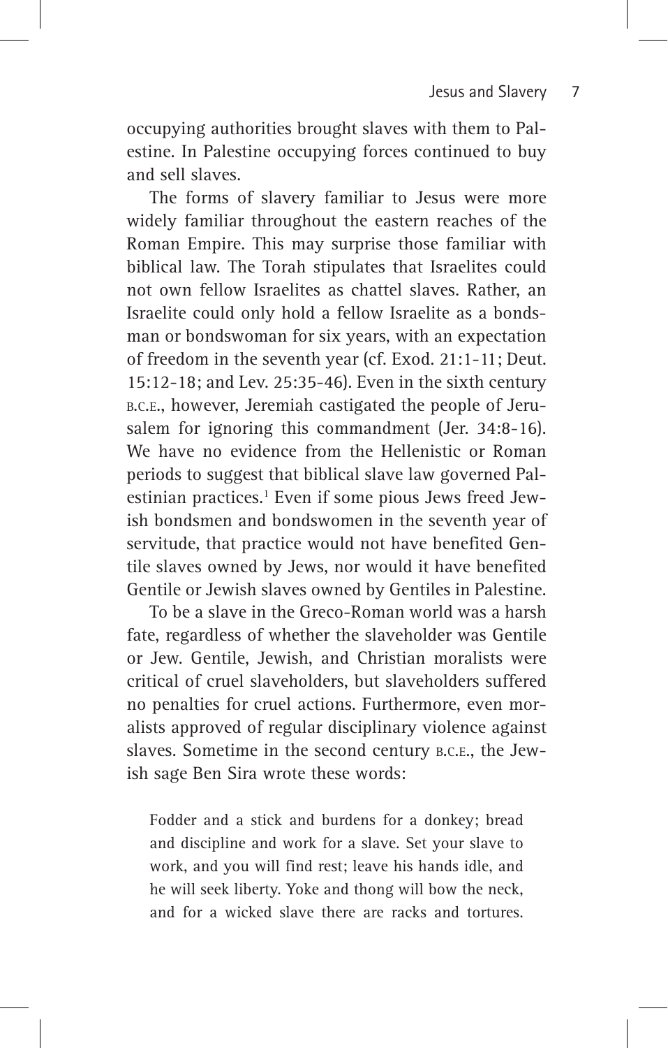occupying authorities brought slaves with them to Palestine. In Palestine occupying forces continued to buy and sell slaves.

The forms of slavery familiar to Jesus were more widely familiar throughout the eastern reaches of the Roman Empire. This may surprise those familiar with biblical law. The Torah stipulates that Israelites could not own fellow Israelites as chattel slaves. Rather, an Israelite could only hold a fellow Israelite as a bondsman or bondswoman for six years, with an expectation of freedom in the seventh year (cf. Exod. 21:1-11; Deut. 15:12-18; and Lev. 25:35-46). Even in the sixth century B.C.E., however, Jeremiah castigated the people of Jerusalem for ignoring this commandment (Jer. 34:8-16). We have no evidence from the Hellenistic or Roman periods to suggest that biblical slave law governed Palestinian practices.[1] Even if some pious Jews freed Jewish bondsmen and bondswomen in the seventh year of servitude, that practice would not have benefited Gentile slaves owned by Jews, nor would it have benefited Gentile or Jewish slaves owned by Gentiles in Palestine.

To be a slave in the Greco-Roman world was a harsh fate, regardless of whether the slaveholder was Gentile or Jew. Gentile, Jewish, and Christian moralists were critical of cruel slaveholders, but slaveholders suffered no penalties for cruel actions. Furthermore, even moralists approved of regular disciplinary violence against slaves. Sometime in the second century B.C.E., the Jewish sage Ben Sira wrote these words:

> Fodder and a stick and burdens for a donkey; bread and discipline and work for a slave. Set your slave to work, and you will find rest; leave his hands idle, and he will seek liberty. Yoke and thong will bow the neck, and for a wicked slave there are racks and tortures.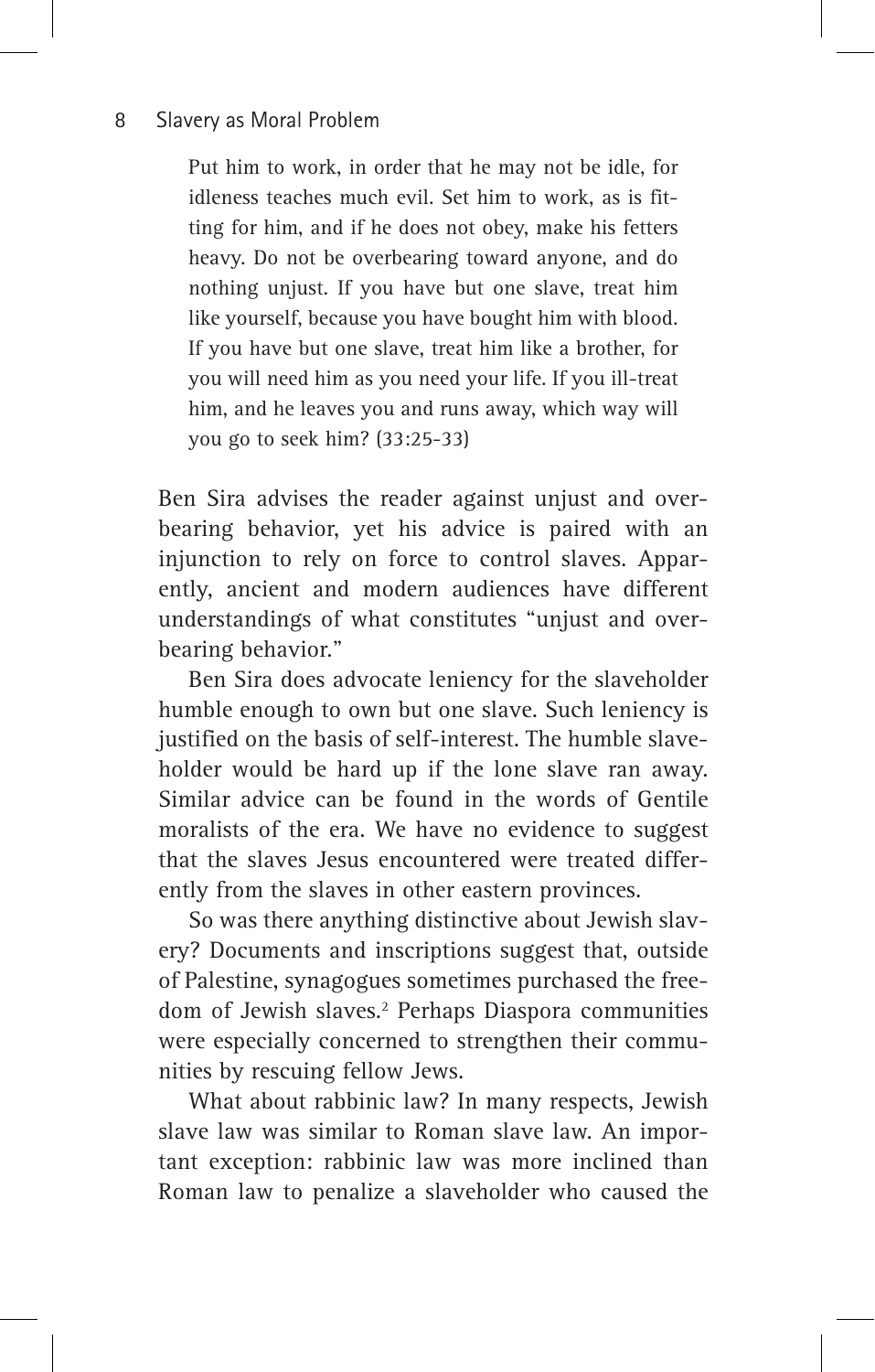> Put him to work, in order that he may not be idle, for idleness teaches much evil. Set him to work, as is fitting for him, and if he does not obey, make his fetters heavy. Do not be overbearing toward anyone, and do nothing unjust. If you have but one slave, treat him like yourself, because you have bought him with blood. If you have but one slave, treat him like a brother, for you will need him as you need your life. If you ill-treat him, and he leaves you and runs away, which way will you go to seek him? (33:25-33)

Ben Sira advises the reader against unjust and overbearing behavior, yet his advice is paired with an injunction to rely on force to control slaves. Apparently, ancient and modern audiences have different understandings of what constitutes "unjust and overbearing behavior."

Ben Sira does advocate leniency for the slaveholder humble enough to own but one slave. Such leniency is justified on the basis of self-interest. The humble slaveholder would be hard up if the lone slave ran away. Similar advice can be found in the words of Gentile moralists of the era. We have no evidence to suggest that the slaves Jesus encountered were treated differently from the slaves in other eastern provinces.

So was there anything distinctive about Jewish slavery? Documents and inscriptions suggest that, outside of Palestine, synagogues sometimes purchased the freedom of Jewish slaves.[2] Perhaps Diaspora communities were especially concerned to strengthen their communities by rescuing fellow Jews.

What about rabbinic law? In many respects, Jewish slave law was similar to Roman slave law. An important exception: rabbinic law was more inclined than Roman law to penalize a slaveholder who caused the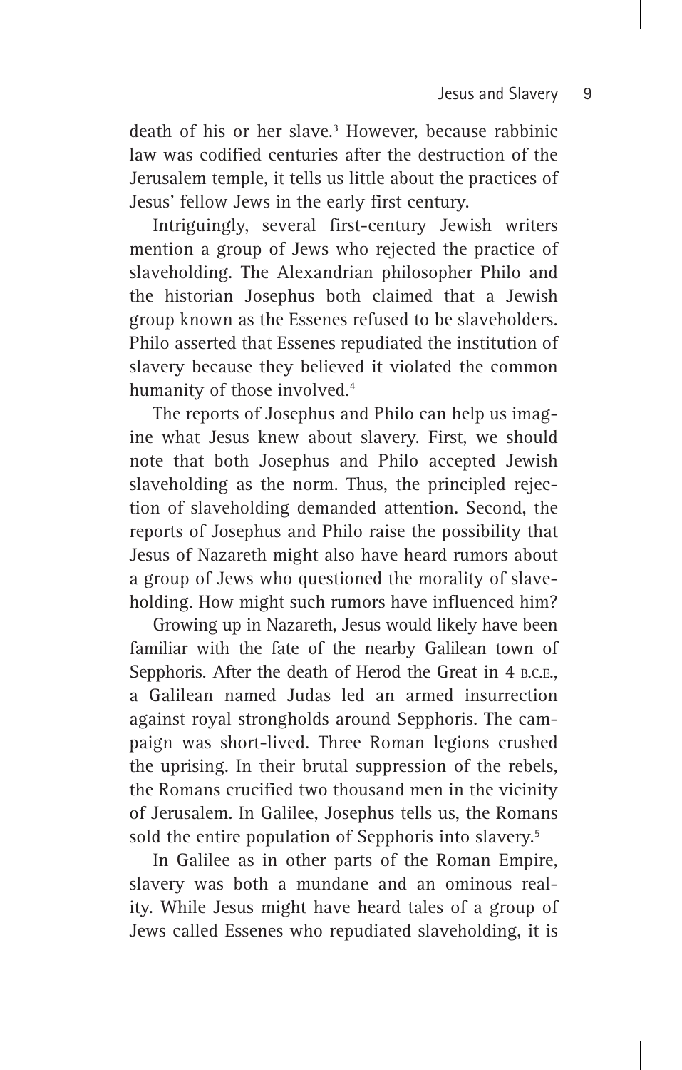death of his or her slave.[3] However, because rabbinic law was codified centuries after the destruction of the Jerusalem temple, it tells us little about the practices of Jesus' fellow Jews in the early first century.

Intriguingly, several first-century Jewish writers mention a group of Jews who rejected the practice of slaveholding. The Alexandrian philosopher Philo and the historian Josephus both claimed that a Jewish group known as the Essenes refused to be slaveholders. Philo asserted that Essenes repudiated the institution of slavery because they believed it violated the common humanity of those involved.[4]

The reports of Josephus and Philo can help us imagine what Jesus knew about slavery. First, we should note that both Josephus and Philo accepted Jewish slaveholding as the norm. Thus, the principled rejection of slaveholding demanded attention. Second, the reports of Josephus and Philo raise the possibility that Jesus of Nazareth might also have heard rumors about a group of Jews who questioned the morality of slaveholding. How might such rumors have influenced him?

Growing up in Nazareth, Jesus would likely have been familiar with the fate of the nearby Galilean town of Sepphoris. After the death of Herod the Great in 4 B.C.E., a Galilean named Judas led an armed insurrection against royal strongholds around Sepphoris. The campaign was short-lived. Three Roman legions crushed the uprising. In their brutal suppression of the rebels, the Romans crucified two thousand men in the vicinity of Jerusalem. In Galilee, Josephus tells us, the Romans sold the entire population of Sepphoris into slavery.[5]

In Galilee as in other parts of the Roman Empire, slavery was both a mundane and an ominous reality. While Jesus might have heard tales of a group of Jews called Essenes who repudiated slaveholding, it is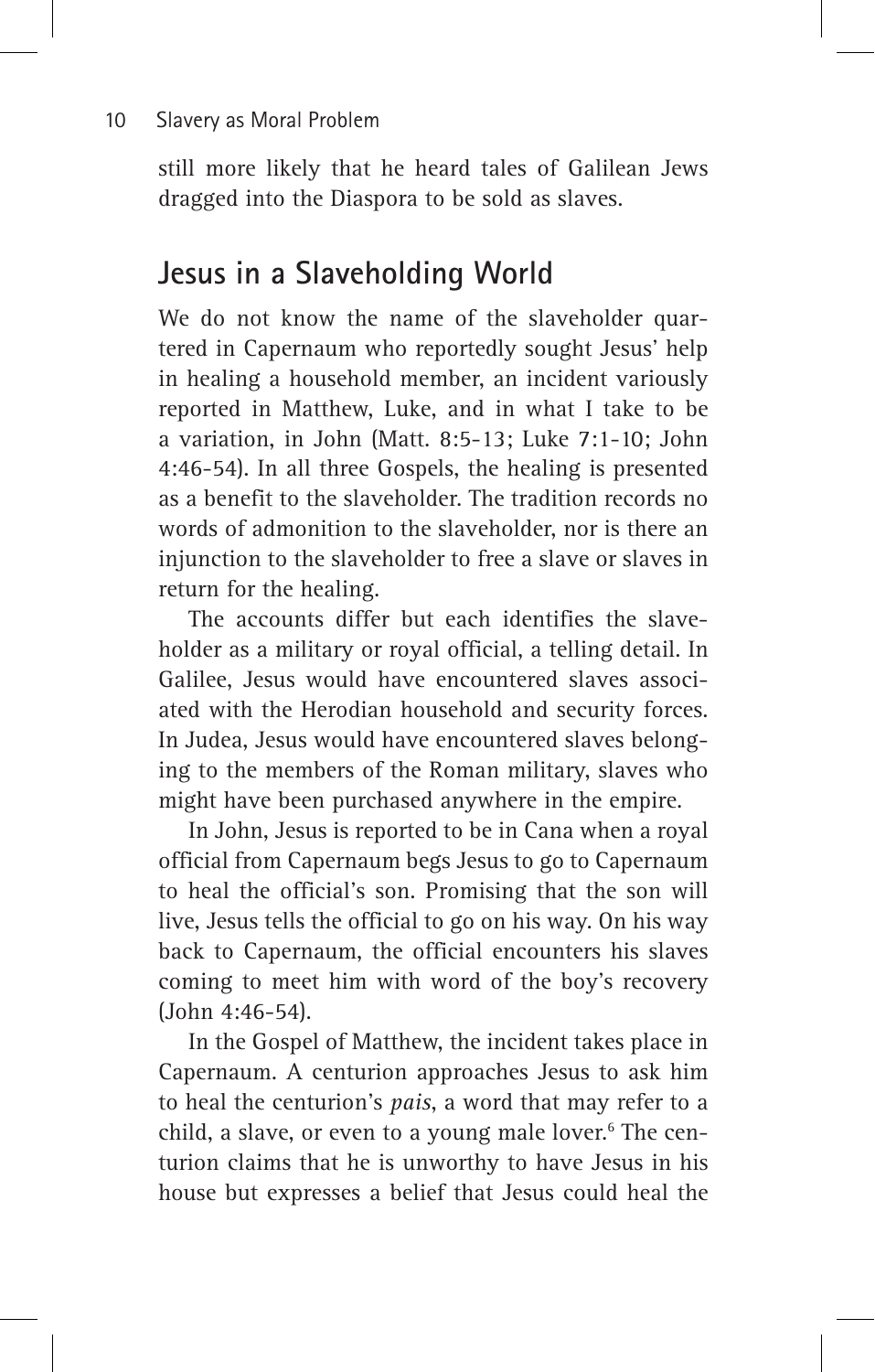still more likely that he heard tales of Galilean Jews dragged into the Diaspora to be sold as slaves.

## Jesus in a Slaveholding World

We do not know the name of the slaveholder quartered in Capernaum who reportedly sought Jesus' help in healing a household member, an incident variously reported in Matthew, Luke, and in what I take to be a variation, in John (Matt. 8:5-13; Luke 7:1-10; John 4:46-54). In all three Gospels, the healing is presented as a benefit to the slaveholder. The tradition records no words of admonition to the slaveholder, nor is there an injunction to the slaveholder to free a slave or slaves in return for the healing.

The accounts differ but each identifies the slaveholder as a military or royal official, a telling detail. In Galilee, Jesus would have encountered slaves associated with the Herodian household and security forces. In Judea, Jesus would have encountered slaves belonging to the members of the Roman military, slaves who might have been purchased anywhere in the empire.

In John, Jesus is reported to be in Cana when a royal official from Capernaum begs Jesus to go to Capernaum to heal the official's son. Promising that the son will live, Jesus tells the official to go on his way. On his way back to Capernaum, the official encounters his slaves coming to meet him with word of the boy's recovery (John 4:46-54).

In the Gospel of Matthew, the incident takes place in Capernaum. A centurion approaches Jesus to ask him to heal the centurion's *pais*, a word that may refer to a child, a slave, or even to a young male lover.[6] The centurion claims that he is unworthy to have Jesus in his house but expresses a belief that Jesus could heal the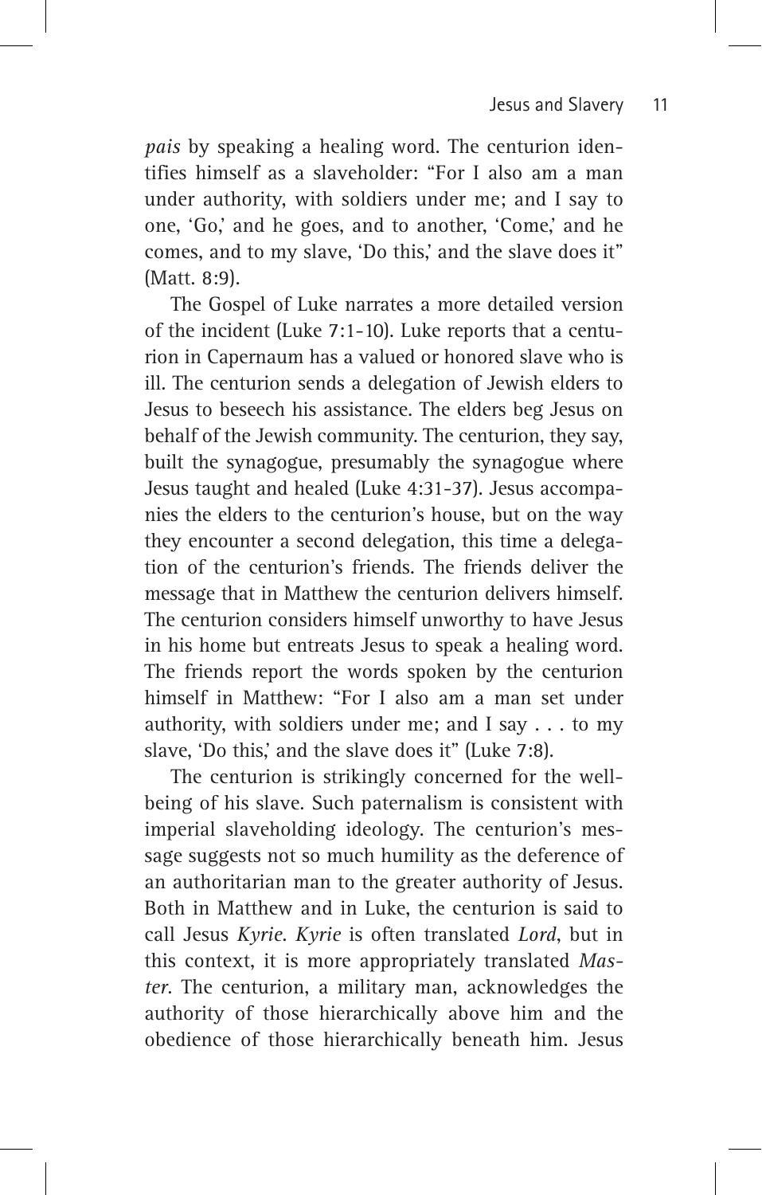*pais* by speaking a healing word. The centurion identifies himself as a slaveholder: "For I also am a man under authority, with soldiers under me; and I say to one, 'Go,' and he goes, and to another, 'Come,' and he comes, and to my slave, 'Do this,' and the slave does it" (Matt. 8:9).

The Gospel of Luke narrates a more detailed version of the incident (Luke 7:1-10). Luke reports that a centurion in Capernaum has a valued or honored slave who is ill. The centurion sends a delegation of Jewish elders to Jesus to beseech his assistance. The elders beg Jesus on behalf of the Jewish community. The centurion, they say, built the synagogue, presumably the synagogue where Jesus taught and healed (Luke 4:31-37). Jesus accompanies the elders to the centurion's house, but on the way they encounter a second delegation, this time a delegation of the centurion's friends. The friends deliver the message that in Matthew the centurion delivers himself. The centurion considers himself unworthy to have Jesus in his home but entreats Jesus to speak a healing word. The friends report the words spoken by the centurion himself in Matthew: "For I also am a man set under authority, with soldiers under me; and I say . . . to my slave, 'Do this,' and the slave does it" (Luke 7:8).

The centurion is strikingly concerned for the wellbeing of his slave. Such paternalism is consistent with imperial slaveholding ideology. The centurion's message suggests not so much humility as the deference of an authoritarian man to the greater authority of Jesus. Both in Matthew and in Luke, the centurion is said to call Jesus *Kyrie*. *Kyrie* is often translated *Lord*, but in this context, it is more appropriately translated *Master*. The centurion, a military man, acknowledges the authority of those hierarchically above him and the obedience of those hierarchically beneath him. Jesus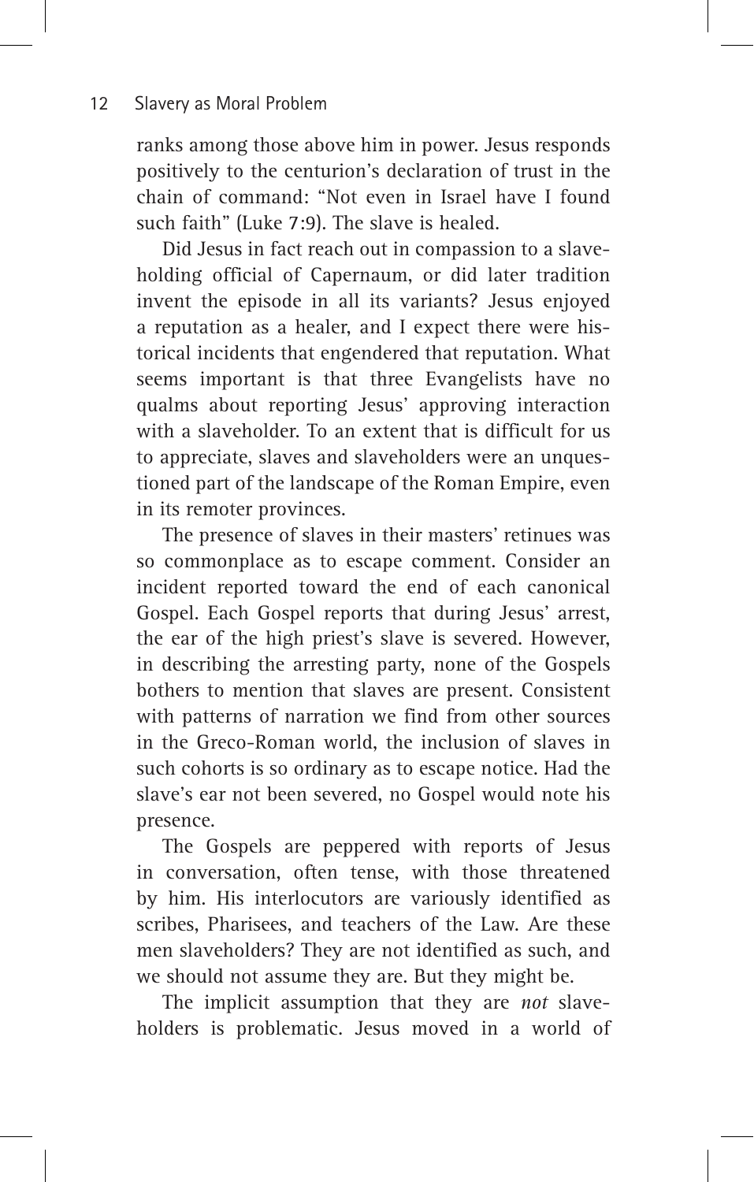ranks among those above him in power. Jesus responds positively to the centurion's declaration of trust in the chain of command: "Not even in Israel have I found such faith" (Luke 7:9). The slave is healed.

Did Jesus in fact reach out in compassion to a slaveholding official of Capernaum, or did later tradition invent the episode in all its variants? Jesus enjoyed a reputation as a healer, and I expect there were historical incidents that engendered that reputation. What seems important is that three Evangelists have no qualms about reporting Jesus' approving interaction with a slaveholder. To an extent that is difficult for us to appreciate, slaves and slaveholders were an unquestioned part of the landscape of the Roman Empire, even in its remoter provinces.

The presence of slaves in their masters' retinues was so commonplace as to escape comment. Consider an incident reported toward the end of each canonical Gospel. Each Gospel reports that during Jesus' arrest, the ear of the high priest's slave is severed. However, in describing the arresting party, none of the Gospels bothers to mention that slaves are present. Consistent with patterns of narration we find from other sources in the Greco-Roman world, the inclusion of slaves in such cohorts is so ordinary as to escape notice. Had the slave's ear not been severed, no Gospel would note his presence.

The Gospels are peppered with reports of Jesus in conversation, often tense, with those threatened by him. His interlocutors are variously identified as scribes, Pharisees, and teachers of the Law. Are these men slaveholders? They are not identified as such, and we should not assume they are. But they might be.

The implicit assumption that they are *not* slaveholders is problematic. Jesus moved in a world of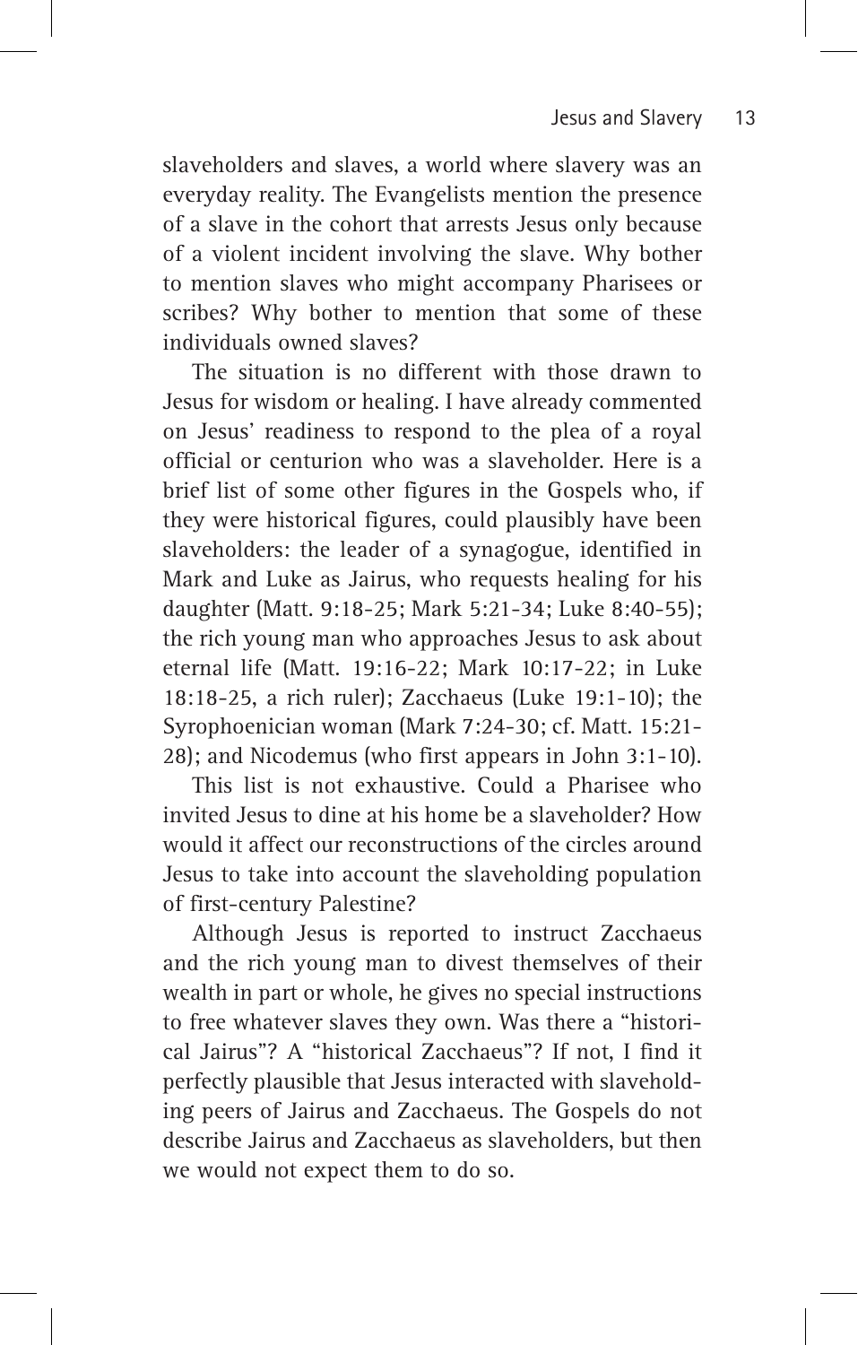slaveholders and slaves, a world where slavery was an everyday reality. The Evangelists mention the presence of a slave in the cohort that arrests Jesus only because of a violent incident involving the slave. Why bother to mention slaves who might accompany Pharisees or scribes? Why bother to mention that some of these individuals owned slaves?

The situation is no different with those drawn to Jesus for wisdom or healing. I have already commented on Jesus' readiness to respond to the plea of a royal official or centurion who was a slaveholder. Here is a brief list of some other figures in the Gospels who, if they were historical figures, could plausibly have been slaveholders: the leader of a synagogue, identified in Mark and Luke as Jairus, who requests healing for his daughter (Matt. 9:18-25; Mark 5:21-34; Luke 8:40-55); the rich young man who approaches Jesus to ask about eternal life (Matt. 19:16-22; Mark 10:17-22; in Luke 18:18-25, a rich ruler); Zacchaeus (Luke 19:1-10); the Syrophoenician woman (Mark 7:24-30; cf. Matt. 15:21-28); and Nicodemus (who first appears in John 3:1-10).

This list is not exhaustive. Could a Pharisee who invited Jesus to dine at his home be a slaveholder? How would it affect our reconstructions of the circles around Jesus to take into account the slaveholding population of first-century Palestine?

Although Jesus is reported to instruct Zacchaeus and the rich young man to divest themselves of their wealth in part or whole, he gives no special instructions to free whatever slaves they own. Was there a "historical Jairus"? A "historical Zacchaeus"? If not, I find it perfectly plausible that Jesus interacted with slaveholding peers of Jairus and Zacchaeus. The Gospels do not describe Jairus and Zacchaeus as slaveholders, but then we would not expect them to do so.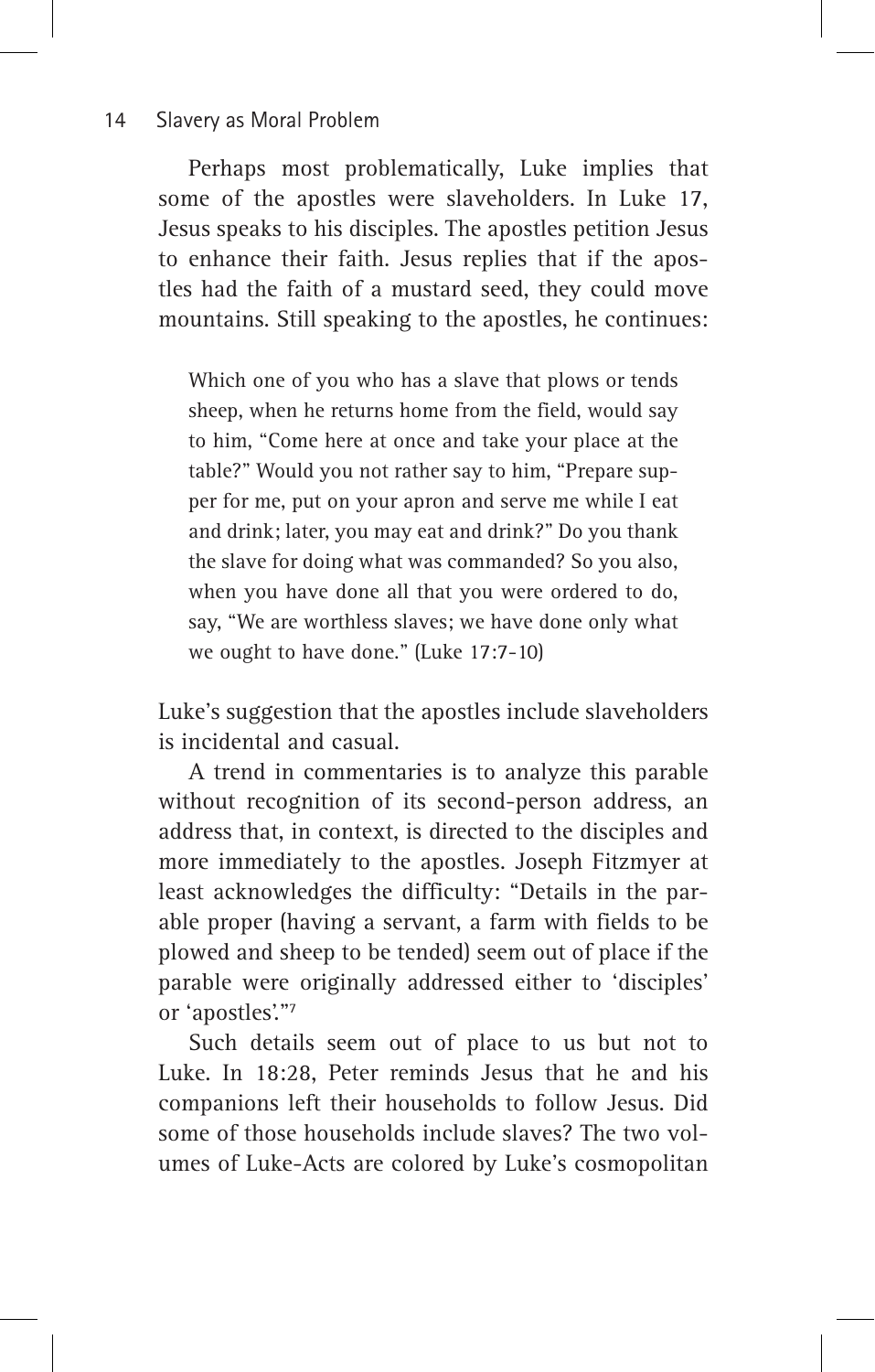Perhaps most problematically, Luke implies that some of the apostles were slaveholders. In Luke 17, Jesus speaks to his disciples. The apostles petition Jesus to enhance their faith. Jesus replies that if the apostles had the faith of a mustard seed, they could move mountains. Still speaking to the apostles, he continues:

> Which one of you who has a slave that plows or tends sheep, when he returns home from the field, would say to him, "Come here at once and take your place at the table?" Would you not rather say to him, "Prepare supper for me, put on your apron and serve me while I eat and drink; later, you may eat and drink?" Do you thank the slave for doing what was commanded? So you also, when you have done all that you were ordered to do, say, "We are worthless slaves; we have done only what we ought to have done." (Luke 17:7-10)

Luke's suggestion that the apostles include slaveholders is incidental and casual.

A trend in commentaries is to analyze this parable without recognition of its second-person address, an address that, in context, is directed to the disciples and more immediately to the apostles. Joseph Fitzmyer at least acknowledges the difficulty: "Details in the parable proper (having a servant, a farm with fields to be plowed and sheep to be tended) seem out of place if the parable were originally addressed either to 'disciples' or 'apostles'."[7]

Such details seem out of place to us but not to Luke. In 18:28, Peter reminds Jesus that he and his companions left their households to follow Jesus. Did some of those households include slaves? The two volumes of Luke-Acts are colored by Luke's cosmopolitan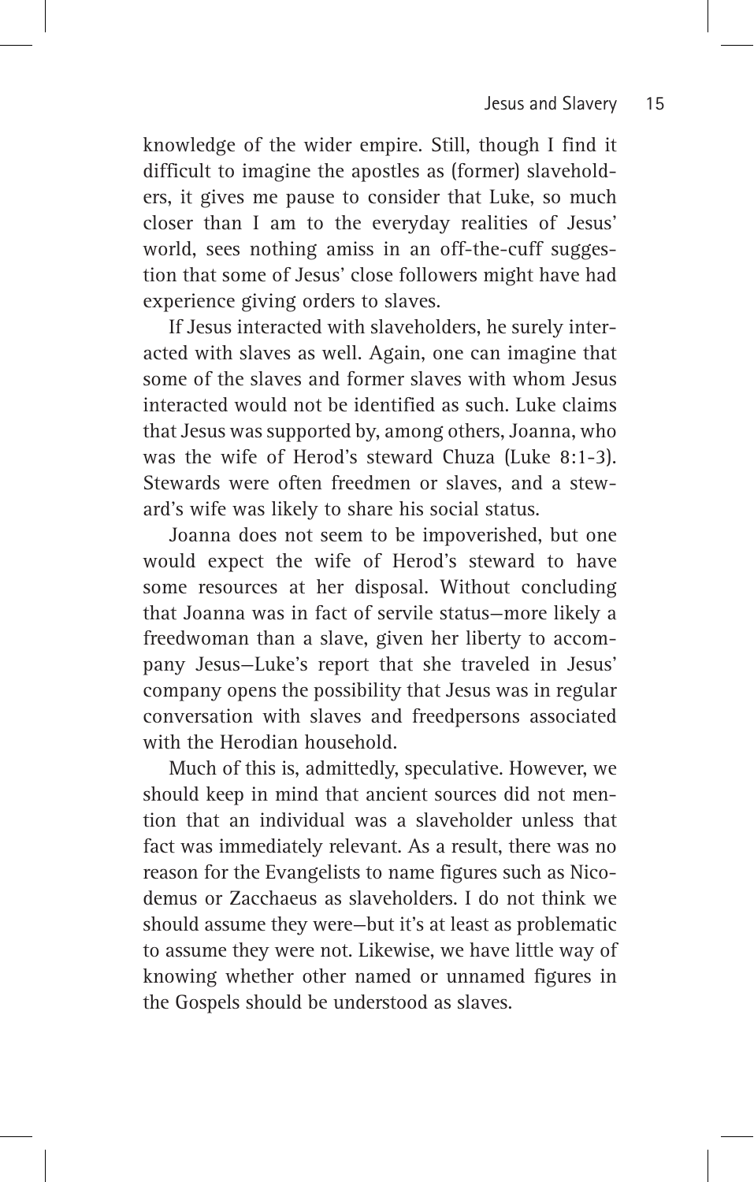knowledge of the wider empire. Still, though I find it difficult to imagine the apostles as (former) slaveholders, it gives me pause to consider that Luke, so much closer than I am to the everyday realities of Jesus' world, sees nothing amiss in an off-the-cuff suggestion that some of Jesus' close followers might have had experience giving orders to slaves.

If Jesus interacted with slaveholders, he surely interacted with slaves as well. Again, one can imagine that some of the slaves and former slaves with whom Jesus interacted would not be identified as such. Luke claims that Jesus was supported by, among others, Joanna, who was the wife of Herod's steward Chuza (Luke 8:1-3). Stewards were often freedmen or slaves, and a steward's wife was likely to share his social status.

Joanna does not seem to be impoverished, but one would expect the wife of Herod's steward to have some resources at her disposal. Without concluding that Joanna was in fact of servile status—more likely a freedwoman than a slave, given her liberty to accompany Jesus—Luke's report that she traveled in Jesus' company opens the possibility that Jesus was in regular conversation with slaves and freedpersons associated with the Herodian household.

Much of this is, admittedly, speculative. However, we should keep in mind that ancient sources did not mention that an individual was a slaveholder unless that fact was immediately relevant. As a result, there was no reason for the Evangelists to name figures such as Nicodemus or Zacchaeus as slaveholders. I do not think we should assume they were—but it's at least as problematic to assume they were not. Likewise, we have little way of knowing whether other named or unnamed figures in the Gospels should be understood as slaves.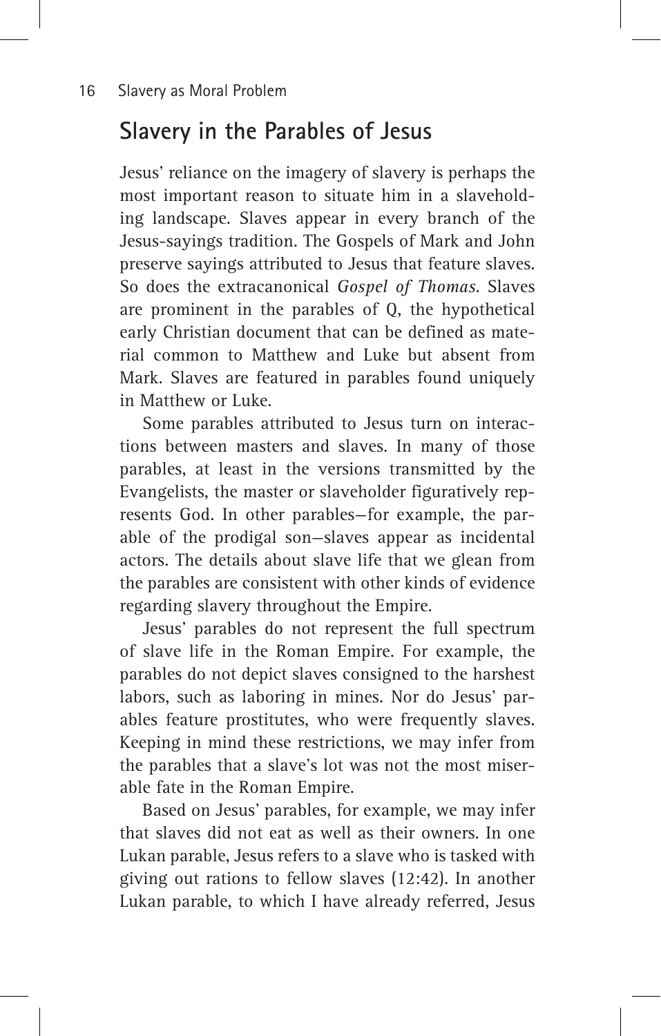## Slavery in the Parables of Jesus

Jesus' reliance on the imagery of slavery is perhaps the most important reason to situate him in a slaveholding landscape. Slaves appear in every branch of the Jesus-sayings tradition. The Gospels of Mark and John preserve sayings attributed to Jesus that feature slaves. So does the extracanonical *Gospel of Thomas*. Slaves are prominent in the parables of Q, the hypothetical early Christian document that can be defined as material common to Matthew and Luke but absent from Mark. Slaves are featured in parables found uniquely in Matthew or Luke.

Some parables attributed to Jesus turn on interactions between masters and slaves. In many of those parables, at least in the versions transmitted by the Evangelists, the master or slaveholder figuratively represents God. In other parables—for example, the parable of the prodigal son—slaves appear as incidental actors. The details about slave life that we glean from the parables are consistent with other kinds of evidence regarding slavery throughout the Empire.

Jesus' parables do not represent the full spectrum of slave life in the Roman Empire. For example, the parables do not depict slaves consigned to the harshest labors, such as laboring in mines. Nor do Jesus' parables feature prostitutes, who were frequently slaves. Keeping in mind these restrictions, we may infer from the parables that a slave's lot was not the most miserable fate in the Roman Empire.

Based on Jesus' parables, for example, we may infer that slaves did not eat as well as their owners. In one Lukan parable, Jesus refers to a slave who is tasked with giving out rations to fellow slaves (12:42). In another Lukan parable, to which I have already referred, Jesus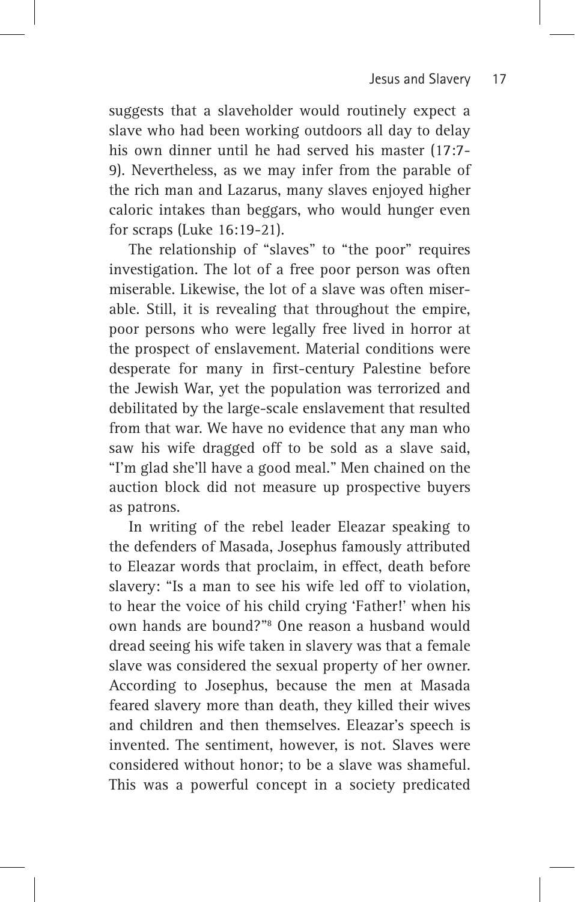suggests that a slaveholder would routinely expect a slave who had been working outdoors all day to delay his own dinner until he had served his master (17:7-9). Nevertheless, as we may infer from the parable of the rich man and Lazarus, many slaves enjoyed higher caloric intakes than beggars, who would hunger even for scraps (Luke 16:19-21).

The relationship of "slaves" to "the poor" requires investigation. The lot of a free poor person was often miserable. Likewise, the lot of a slave was often miserable. Still, it is revealing that throughout the empire, poor persons who were legally free lived in horror at the prospect of enslavement. Material conditions were desperate for many in first-century Palestine before the Jewish War, yet the population was terrorized and debilitated by the large-scale enslavement that resulted from that war. We have no evidence that any man who saw his wife dragged off to be sold as a slave said, "I'm glad she'll have a good meal." Men chained on the auction block did not measure up prospective buyers as patrons.

In writing of the rebel leader Eleazar speaking to the defenders of Masada, Josephus famously attributed to Eleazar words that proclaim, in effect, death before slavery: "Is a man to see his wife led off to violation, to hear the voice of his child crying 'Father!' when his own hands are bound?"[8] One reason a husband would dread seeing his wife taken in slavery was that a female slave was considered the sexual property of her owner. According to Josephus, because the men at Masada feared slavery more than death, they killed their wives and children and then themselves. Eleazar's speech is invented. The sentiment, however, is not. Slaves were considered without honor; to be a slave was shameful. This was a powerful concept in a society predicated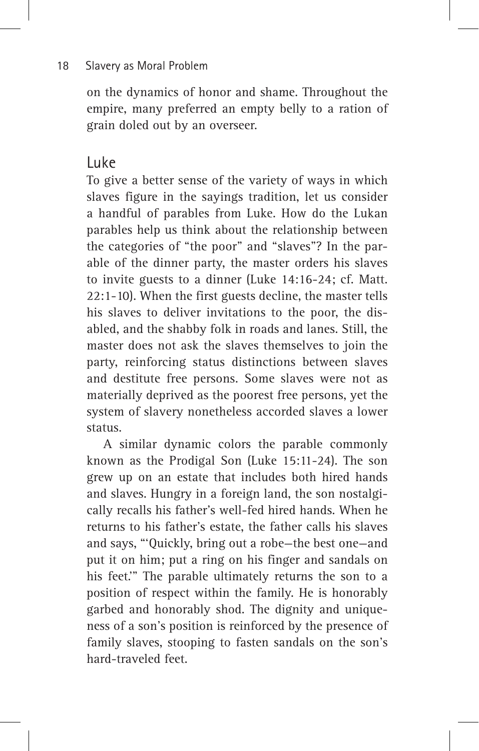on the dynamics of honor and shame. Throughout the empire, many preferred an empty belly to a ration of grain doled out by an overseer.

## Luke

To give a better sense of the variety of ways in which slaves figure in the sayings tradition, let us consider a handful of parables from Luke. How do the Lukan parables help us think about the relationship between the categories of "the poor" and "slaves"? In the parable of the dinner party, the master orders his slaves to invite guests to a dinner (Luke 14:16-24; cf. Matt. 22:1-10). When the first guests decline, the master tells his slaves to deliver invitations to the poor, the disabled, and the shabby folk in roads and lanes. Still, the master does not ask the slaves themselves to join the party, reinforcing status distinctions between slaves and destitute free persons. Some slaves were not as materially deprived as the poorest free persons, yet the system of slavery nonetheless accorded slaves a lower status.

A similar dynamic colors the parable commonly known as the Prodigal Son (Luke 15:11-24). The son grew up on an estate that includes both hired hands and slaves. Hungry in a foreign land, the son nostalgically recalls his father's well-fed hired hands. When he returns to his father's estate, the father calls his slaves and says, "'Quickly, bring out a robe—the best one—and put it on him; put a ring on his finger and sandals on his feet.'" The parable ultimately returns the son to a position of respect within the family. He is honorably garbed and honorably shod. The dignity and uniqueness of a son's position is reinforced by the presence of family slaves, stooping to fasten sandals on the son's hard-traveled feet.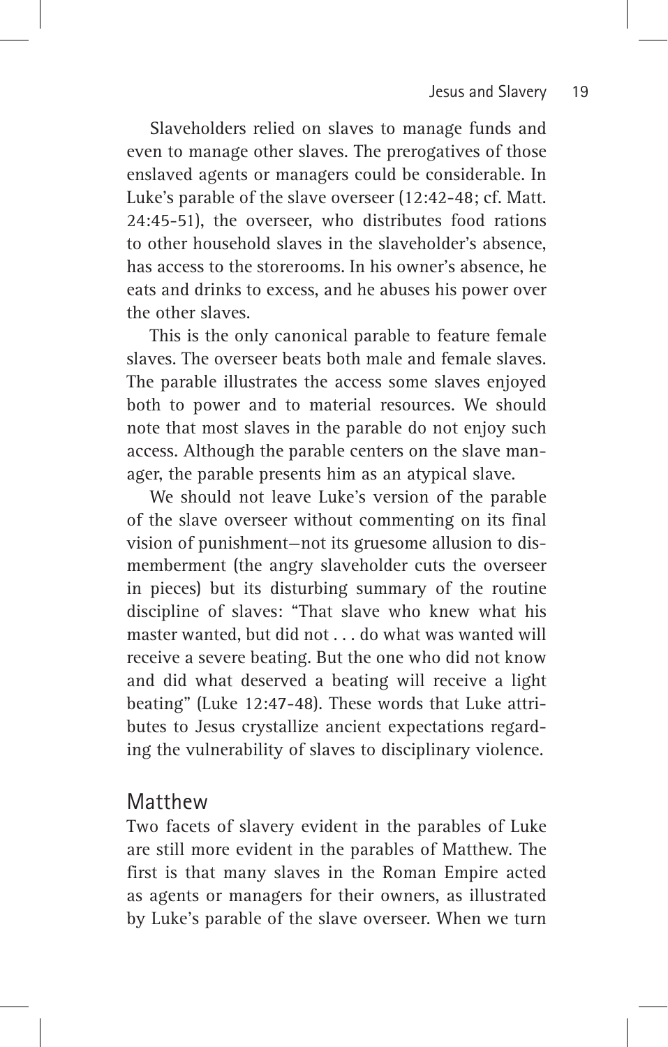Slaveholders relied on slaves to manage funds and even to manage other slaves. The prerogatives of those enslaved agents or managers could be considerable. In Luke's parable of the slave overseer (12:42-48; cf. Matt. 24:45-51), the overseer, who distributes food rations to other household slaves in the slaveholder's absence, has access to the storerooms. In his owner's absence, he eats and drinks to excess, and he abuses his power over the other slaves.

This is the only canonical parable to feature female slaves. The overseer beats both male and female slaves. The parable illustrates the access some slaves enjoyed both to power and to material resources. We should note that most slaves in the parable do not enjoy such access. Although the parable centers on the slave manager, the parable presents him as an atypical slave.

We should not leave Luke's version of the parable of the slave overseer without commenting on its final vision of punishment—not its gruesome allusion to dismemberment (the angry slaveholder cuts the overseer in pieces) but its disturbing summary of the routine discipline of slaves: "That slave who knew what his master wanted, but did not . . . do what was wanted will receive a severe beating. But the one who did not know and did what deserved a beating will receive a light beating" (Luke 12:47-48). These words that Luke attributes to Jesus crystallize ancient expectations regarding the vulnerability of slaves to disciplinary violence.

## Matthew

Two facets of slavery evident in the parables of Luke are still more evident in the parables of Matthew. The first is that many slaves in the Roman Empire acted as agents or managers for their owners, as illustrated by Luke's parable of the slave overseer. When we turn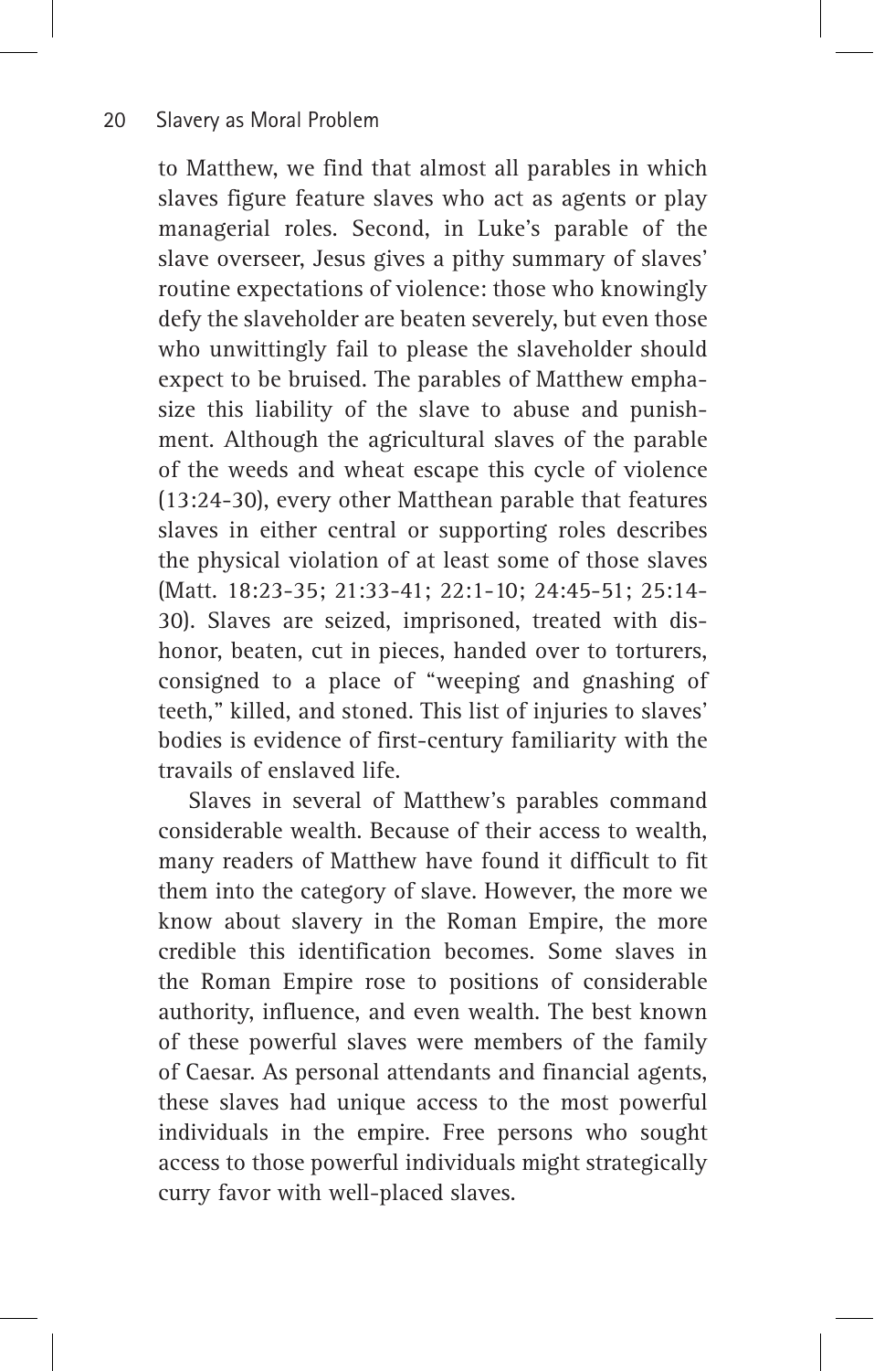to Matthew, we find that almost all parables in which slaves figure feature slaves who act as agents or play managerial roles. Second, in Luke's parable of the slave overseer, Jesus gives a pithy summary of slaves' routine expectations of violence: those who knowingly defy the slaveholder are beaten severely, but even those who unwittingly fail to please the slaveholder should expect to be bruised. The parables of Matthew emphasize this liability of the slave to abuse and punishment. Although the agricultural slaves of the parable of the weeds and wheat escape this cycle of violence (13:24-30), every other Matthean parable that features slaves in either central or supporting roles describes the physical violation of at least some of those slaves (Matt. 18:23-35; 21:33-41; 22:1-10; 24:45-51; 25:14-30). Slaves are seized, imprisoned, treated with dishonor, beaten, cut in pieces, handed over to torturers, consigned to a place of "weeping and gnashing of teeth," killed, and stoned. This list of injuries to slaves' bodies is evidence of first-century familiarity with the travails of enslaved life.

Slaves in several of Matthew's parables command considerable wealth. Because of their access to wealth, many readers of Matthew have found it difficult to fit them into the category of slave. However, the more we know about slavery in the Roman Empire, the more credible this identification becomes. Some slaves in the Roman Empire rose to positions of considerable authority, influence, and even wealth. The best known of these powerful slaves were members of the family of Caesar. As personal attendants and financial agents, these slaves had unique access to the most powerful individuals in the empire. Free persons who sought access to those powerful individuals might strategically curry favor with well-placed slaves.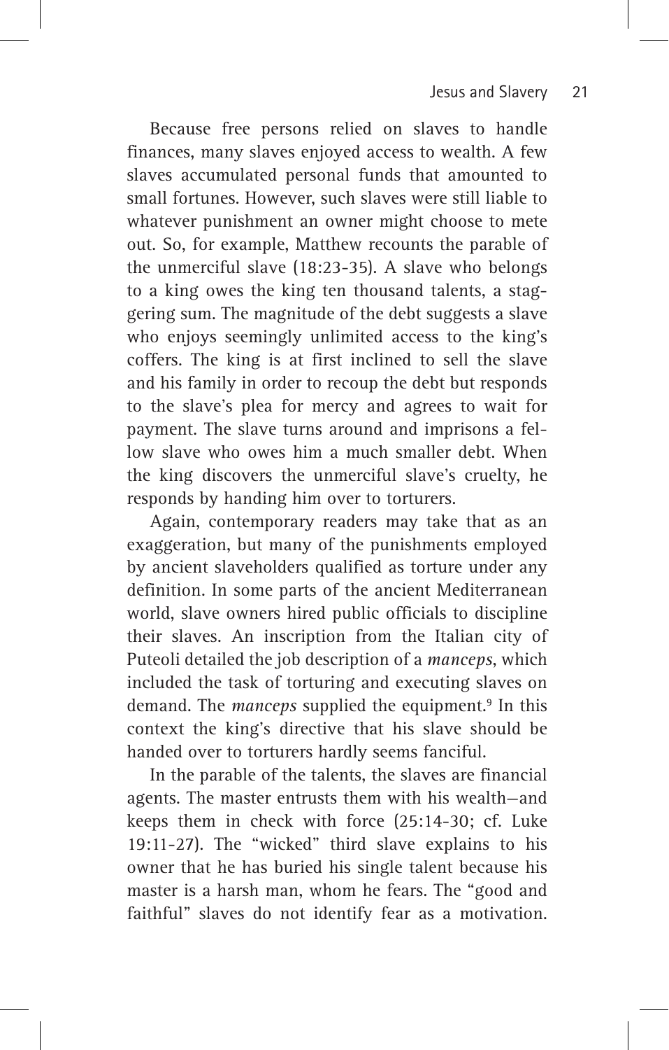Because free persons relied on slaves to handle finances, many slaves enjoyed access to wealth. A few slaves accumulated personal funds that amounted to small fortunes. However, such slaves were still liable to whatever punishment an owner might choose to mete out. So, for example, Matthew recounts the parable of the unmerciful slave (18:23-35). A slave who belongs to a king owes the king ten thousand talents, a staggering sum. The magnitude of the debt suggests a slave who enjoys seemingly unlimited access to the king's coffers. The king is at first inclined to sell the slave and his family in order to recoup the debt but responds to the slave's plea for mercy and agrees to wait for payment. The slave turns around and imprisons a fellow slave who owes him a much smaller debt. When the king discovers the unmerciful slave's cruelty, he responds by handing him over to torturers.

Again, contemporary readers may take that as an exaggeration, but many of the punishments employed by ancient slaveholders qualified as torture under any definition. In some parts of the ancient Mediterranean world, slave owners hired public officials to discipline their slaves. An inscription from the Italian city of Puteoli detailed the job description of a *manceps*, which included the task of torturing and executing slaves on demand. The *manceps* supplied the equipment.[9] In this context the king's directive that his slave should be handed over to torturers hardly seems fanciful.

In the parable of the talents, the slaves are financial agents. The master entrusts them with his wealth—and keeps them in check with force (25:14-30; cf. Luke 19:11-27). The "wicked" third slave explains to his owner that he has buried his single talent because his master is a harsh man, whom he fears. The "good and faithful" slaves do not identify fear as a motivation.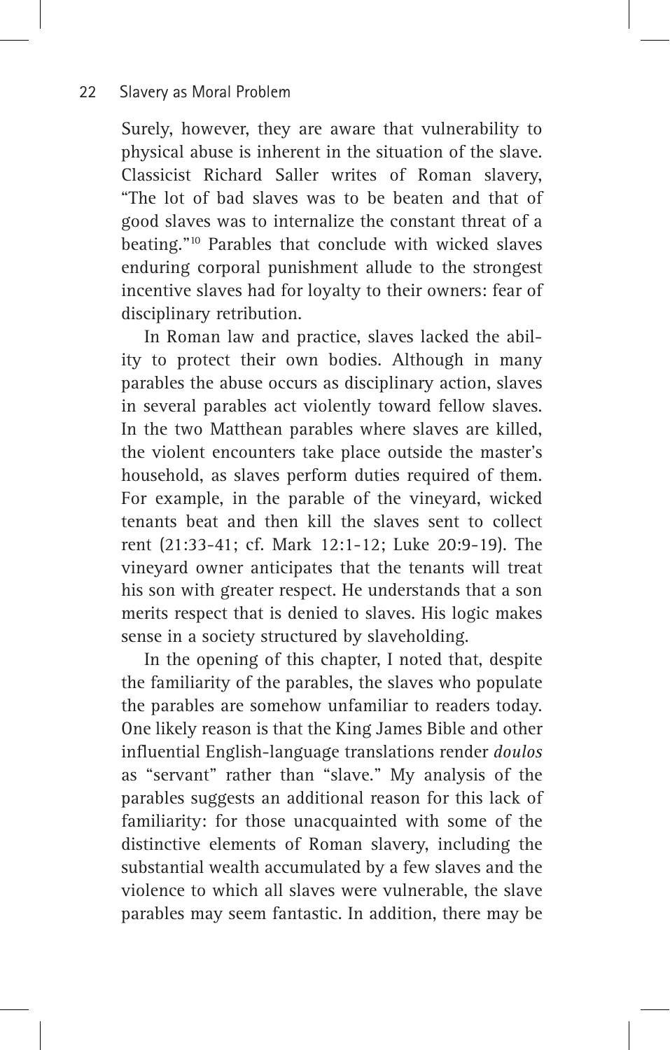Surely, however, they are aware that vulnerability to physical abuse is inherent in the situation of the slave. Classicist Richard Saller writes of Roman slavery, “The lot of bad slaves was to be beaten and that of good slaves was to internalize the constant threat of a beating.”[10] Parables that conclude with wicked slaves enduring corporal punishment allude to the strongest incentive slaves had for loyalty to their owners: fear of disciplinary retribution.

In Roman law and practice, slaves lacked the ability to protect their own bodies. Although in many parables the abuse occurs as disciplinary action, slaves in several parables act violently toward fellow slaves. In the two Matthean parables where slaves are killed, the violent encounters take place outside the master’s household, as slaves perform duties required of them. For example, in the parable of the vineyard, wicked tenants beat and then kill the slaves sent to collect rent (21:33-41; cf. Mark 12:1-12; Luke 20:9-19). The vineyard owner anticipates that the tenants will treat his son with greater respect. He understands that a son merits respect that is denied to slaves. His logic makes sense in a society structured by slaveholding.

In the opening of this chapter, I noted that, despite the familiarity of the parables, the slaves who populate the parables are somehow unfamiliar to readers today. One likely reason is that the King James Bible and other influential English-language translations render *doulos* as “servant” rather than “slave.” My analysis of the parables suggests an additional reason for this lack of familiarity: for those unacquainted with some of the distinctive elements of Roman slavery, including the substantial wealth accumulated by a few slaves and the violence to which all slaves were vulnerable, the slave parables may seem fantastic. In addition, there may be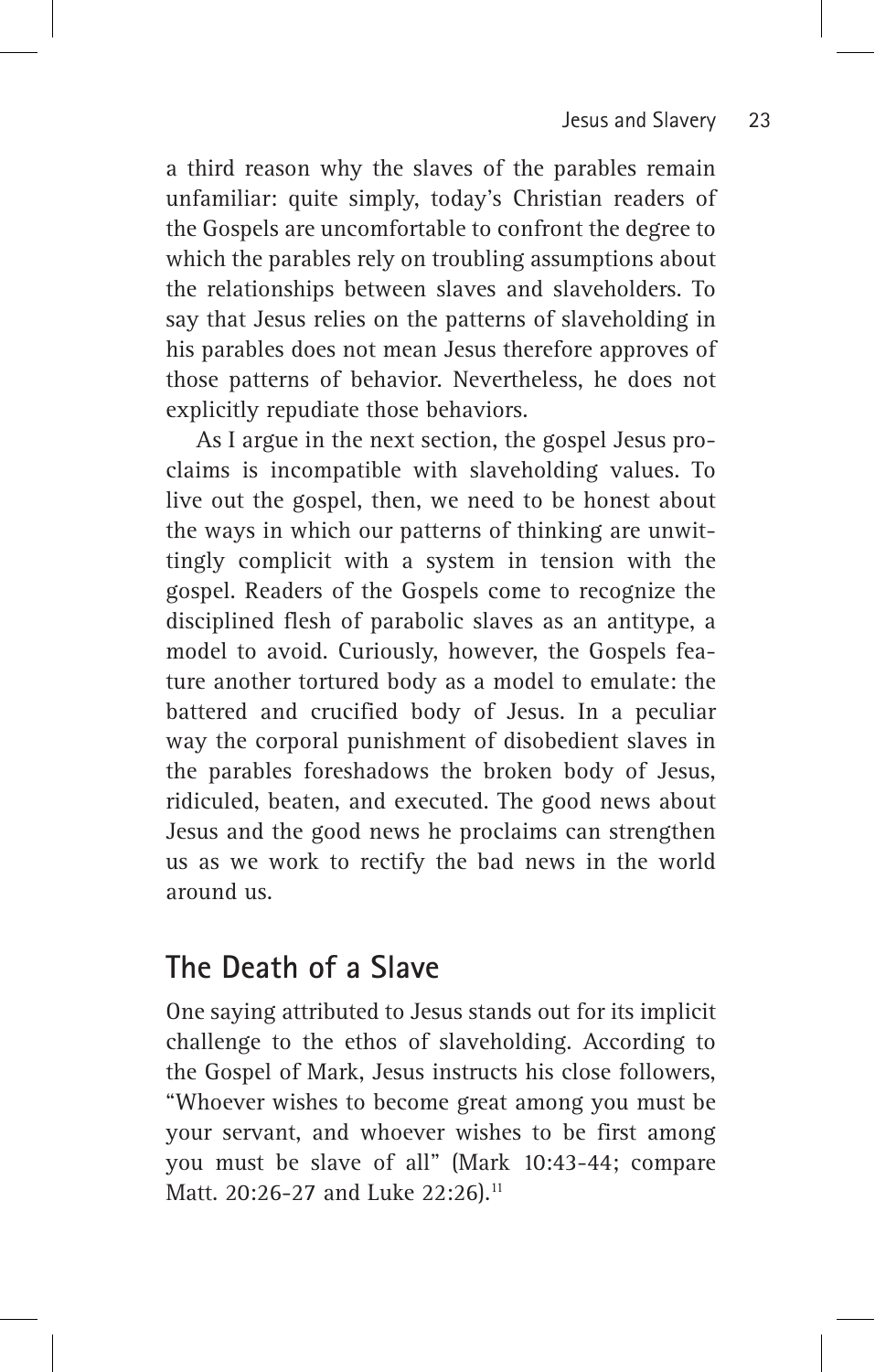a third reason why the slaves of the parables remain unfamiliar: quite simply, today's Christian readers of the Gospels are uncomfortable to confront the degree to which the parables rely on troubling assumptions about the relationships between slaves and slaveholders. To say that Jesus relies on the patterns of slaveholding in his parables does not mean Jesus therefore approves of those patterns of behavior. Nevertheless, he does not explicitly repudiate those behaviors.

As I argue in the next section, the gospel Jesus proclaims is incompatible with slaveholding values. To live out the gospel, then, we need to be honest about the ways in which our patterns of thinking are unwittingly complicit with a system in tension with the gospel. Readers of the Gospels come to recognize the disciplined flesh of parabolic slaves as an antitype, a model to avoid. Curiously, however, the Gospels feature another tortured body as a model to emulate: the battered and crucified body of Jesus. In a peculiar way the corporal punishment of disobedient slaves in the parables foreshadows the broken body of Jesus, ridiculed, beaten, and executed. The good news about Jesus and the good news he proclaims can strengthen us as we work to rectify the bad news in the world around us.

## The Death of a Slave

One saying attributed to Jesus stands out for its implicit challenge to the ethos of slaveholding. According to the Gospel of Mark, Jesus instructs his close followers, "Whoever wishes to become great among you must be your servant, and whoever wishes to be first among you must be slave of all" (Mark 10:43-44; compare Matt. 20:26-27 and Luke 22:26).[11]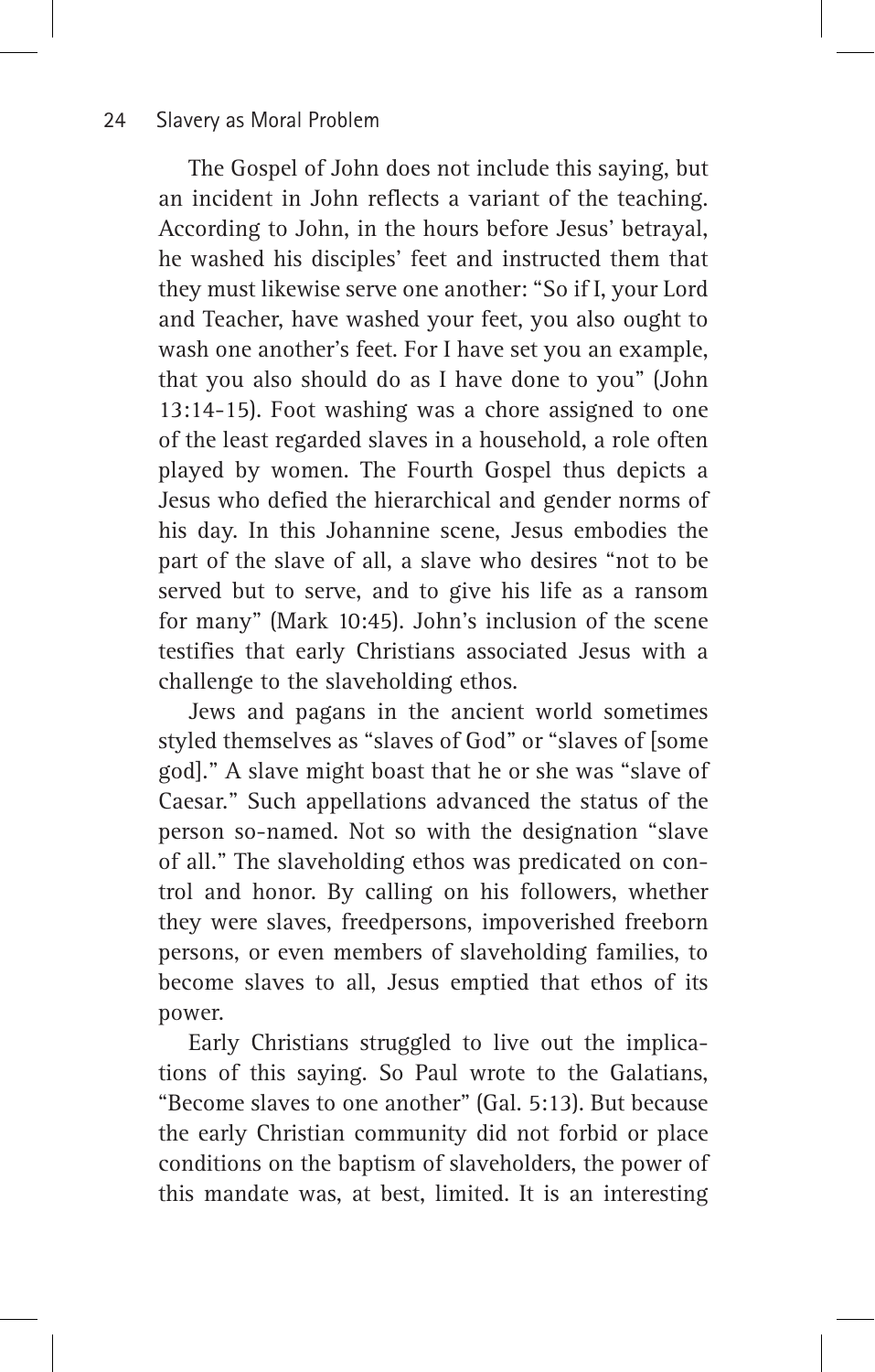The Gospel of John does not include this saying, but an incident in John reflects a variant of the teaching. According to John, in the hours before Jesus' betrayal, he washed his disciples' feet and instructed them that they must likewise serve one another: "So if I, your Lord and Teacher, have washed your feet, you also ought to wash one another's feet. For I have set you an example, that you also should do as I have done to you" (John 13:14-15). Foot washing was a chore assigned to one of the least regarded slaves in a household, a role often played by women. The Fourth Gospel thus depicts a Jesus who defied the hierarchical and gender norms of his day. In this Johannine scene, Jesus embodies the part of the slave of all, a slave who desires "not to be served but to serve, and to give his life as a ransom for many" (Mark 10:45). John's inclusion of the scene testifies that early Christians associated Jesus with a challenge to the slaveholding ethos.

Jews and pagans in the ancient world sometimes styled themselves as "slaves of God" or "slaves of [some god]." A slave might boast that he or she was "slave of Caesar." Such appellations advanced the status of the person so-named. Not so with the designation "slave of all." The slaveholding ethos was predicated on control and honor. By calling on his followers, whether they were slaves, freedpersons, impoverished freeborn persons, or even members of slaveholding families, to become slaves to all, Jesus emptied that ethos of its power.

Early Christians struggled to live out the implications of this saying. So Paul wrote to the Galatians, "Become slaves to one another" (Gal. 5:13). But because the early Christian community did not forbid or place conditions on the baptism of slaveholders, the power of this mandate was, at best, limited. It is an interesting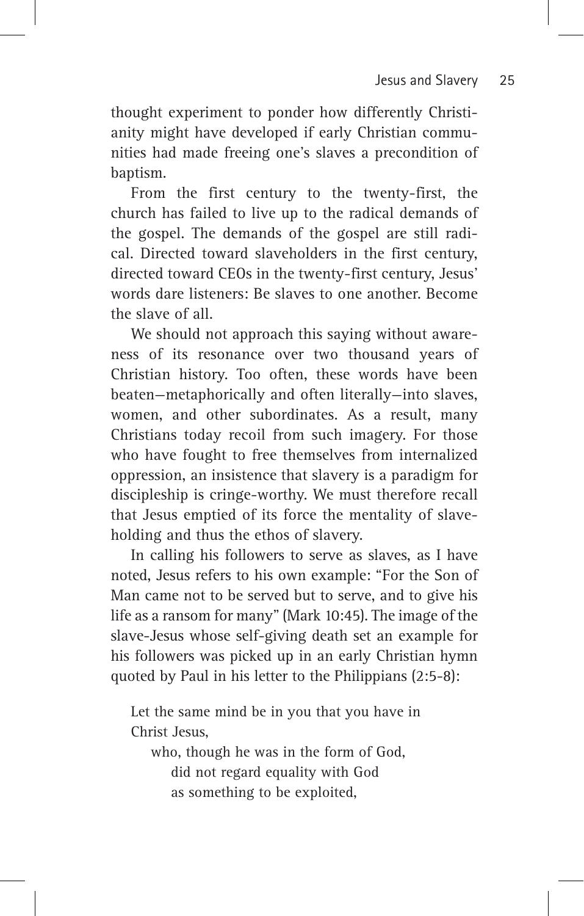thought experiment to ponder how differently Christianity might have developed if early Christian communities had made freeing one's slaves a precondition of baptism.

From the first century to the twenty-first, the church has failed to live up to the radical demands of the gospel. The demands of the gospel are still radical. Directed toward slaveholders in the first century, directed toward CEOs in the twenty-first century, Jesus' words dare listeners: Be slaves to one another. Become the slave of all.

We should not approach this saying without awareness of its resonance over two thousand years of Christian history. Too often, these words have been beaten—metaphorically and often literally—into slaves, women, and other subordinates. As a result, many Christians today recoil from such imagery. For those who have fought to free themselves from internalized oppression, an insistence that slavery is a paradigm for discipleship is cringe-worthy. We must therefore recall that Jesus emptied of its force the mentality of slaveholding and thus the ethos of slavery.

In calling his followers to serve as slaves, as I have noted, Jesus refers to his own example: "For the Son of Man came not to be served but to serve, and to give his life as a ransom for many" (Mark 10:45). The image of the slave-Jesus whose self-giving death set an example for his followers was picked up in an early Christian hymn quoted by Paul in his letter to the Philippians (2:5-8):

> Let the same mind be in you that you have in Christ Jesus,
> &nbsp;&nbsp;&nbsp;&nbsp;who, though he was in the form of God,
> &nbsp;&nbsp;&nbsp;&nbsp;&nbsp;&nbsp;&nbsp;&nbsp;did not regard equality with God
> &nbsp;&nbsp;&nbsp;&nbsp;&nbsp;&nbsp;&nbsp;&nbsp;as something to be exploited,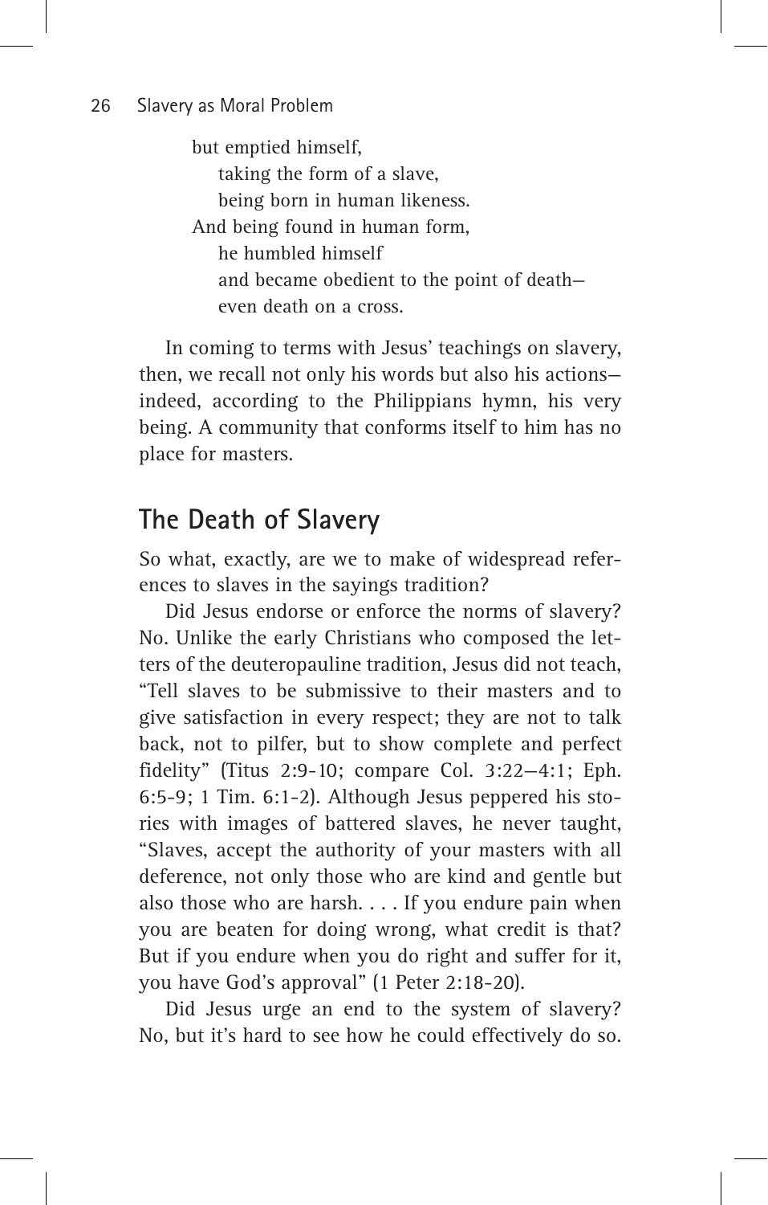but emptied himself,
  taking the form of a slave,
  being born in human likeness.
And being found in human form,
  he humbled himself
  and became obedient to the point of death—
  even death on a cross.

In coming to terms with Jesus' teachings on slavery, then, we recall not only his words but also his actions—indeed, according to the Philippians hymn, his very being. A community that conforms itself to him has no place for masters.

## The Death of Slavery

So what, exactly, are we to make of widespread references to slaves in the sayings tradition?

Did Jesus endorse or enforce the norms of slavery? No. Unlike the early Christians who composed the letters of the deuteropauline tradition, Jesus did not teach, "Tell slaves to be submissive to their masters and to give satisfaction in every respect; they are not to talk back, not to pilfer, but to show complete and perfect fidelity" (Titus 2:9-10; compare Col. 3:22–4:1; Eph. 6:5-9; 1 Tim. 6:1-2). Although Jesus peppered his stories with images of battered slaves, he never taught, "Slaves, accept the authority of your masters with all deference, not only those who are kind and gentle but also those who are harsh. . . . If you endure pain when you are beaten for doing wrong, what credit is that? But if you endure when you do right and suffer for it, you have God's approval" (1 Peter 2:18-20).

Did Jesus urge an end to the system of slavery? No, but it's hard to see how he could effectively do so.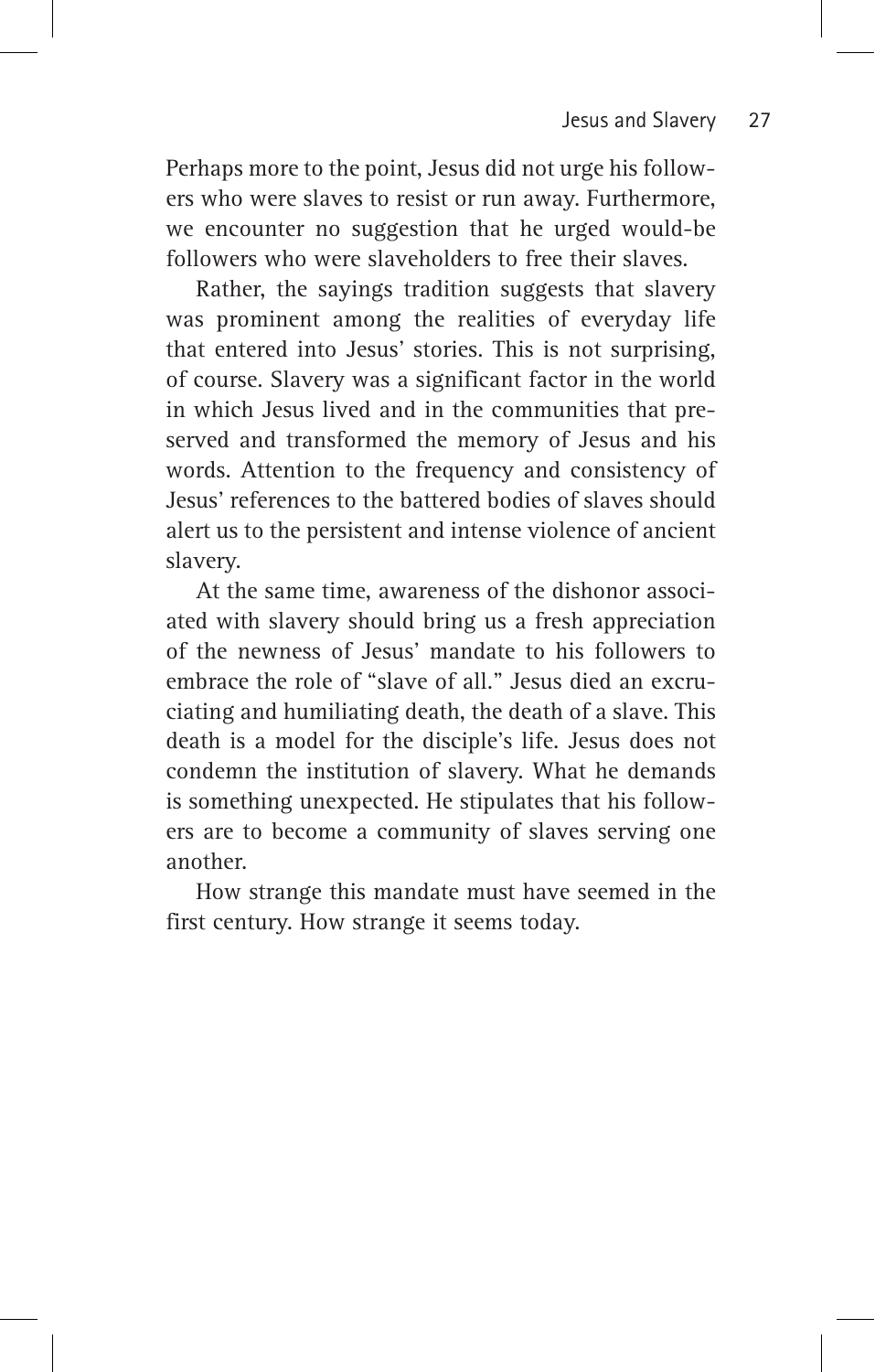Perhaps more to the point, Jesus did not urge his followers who were slaves to resist or run away. Furthermore, we encounter no suggestion that he urged would-be followers who were slaveholders to free their slaves.

Rather, the sayings tradition suggests that slavery was prominent among the realities of everyday life that entered into Jesus' stories. This is not surprising, of course. Slavery was a significant factor in the world in which Jesus lived and in the communities that preserved and transformed the memory of Jesus and his words. Attention to the frequency and consistency of Jesus' references to the battered bodies of slaves should alert us to the persistent and intense violence of ancient slavery.

At the same time, awareness of the dishonor associated with slavery should bring us a fresh appreciation of the newness of Jesus' mandate to his followers to embrace the role of "slave of all." Jesus died an excruciating and humiliating death, the death of a slave. This death is a model for the disciple's life. Jesus does not condemn the institution of slavery. What he demands is something unexpected. He stipulates that his followers are to become a community of slaves serving one another.

How strange this mandate must have seemed in the first century. How strange it seems today.